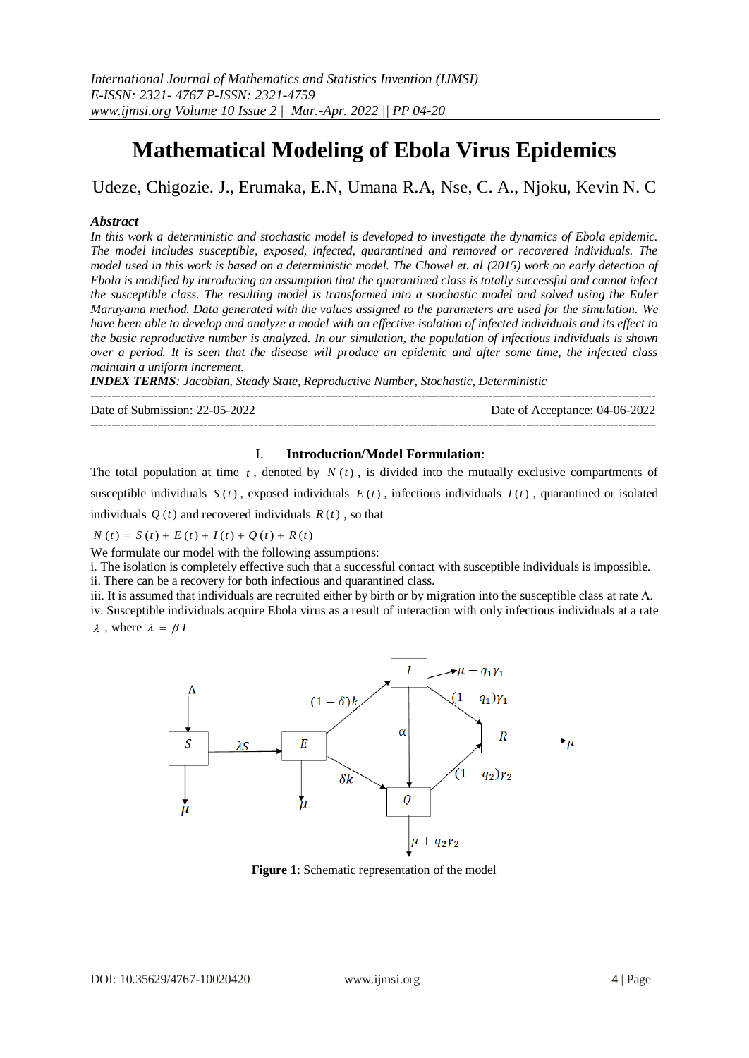# Mathematical Modeling of Ebola Virus Epidemics

Udeze, Chigozie. J., Erumaka, E.N, Umana R.A, Nse, C. A., Njoku, Kevin N. C

### *Abstract*

*In this work a deterministic and stochastic model is developed to investigate the dynamics of Ebola epidemic. The model includes susceptible, exposed, infected, quarantined and removed or recovered individuals. The model used in this work is based on a deterministic model. The Chowel et. al (2015) work on early detection of Ebola is modified by introducing an assumption that the quarantined class is totally successful and cannot infect the susceptible class. The resulting model is transformed into a stochastic model and solved using the Euler Maruyama method. Data generated with the values assigned to the parameters are used for the simulation. We have been able to develop and analyze a model with an effective isolation of infected individuals and its effect to the basic reproductive number is analyzed. In our simulation, the population of infectious individuals is shown over a period. It is seen that the disease will produce an epidemic and after some time, the infected class maintain a uniform increment.*

***INDEX TERMS****: Jacobian, Steady State, Reproductive Number, Stochastic, Deterministic*

---

Date of Submission: 22-05-2022 Date of Acceptance: 04-06-2022

---

## I. Introduction/Model Formulation:

The total population at time $t$, denoted by $N(t)$, is divided into the mutually exclusive compartments of susceptible individuals $S(t)$, exposed individuals $E(t)$, infectious individuals $I(t)$, quarantined or isolated individuals $Q(t)$ and recovered individuals $R(t)$, so that

$$N(t) = S(t) + E(t) + I(t) + Q(t) + R(t)$$

We formulate our model with the following assumptions:

i. The isolation is completely effective such that a successful contact with susceptible individuals is impossible.
ii. There can be a recovery for both infectious and quarantined class.
iii. It is assumed that individuals are recruited either by birth or by migration into the susceptible class at rate $\Lambda$.
iv. Susceptible individuals acquire Ebola virus as a result of interaction with only infectious individuals at a rate $\lambda$, where $\lambda = \beta I$

**Figure 1**: Schematic representation of the model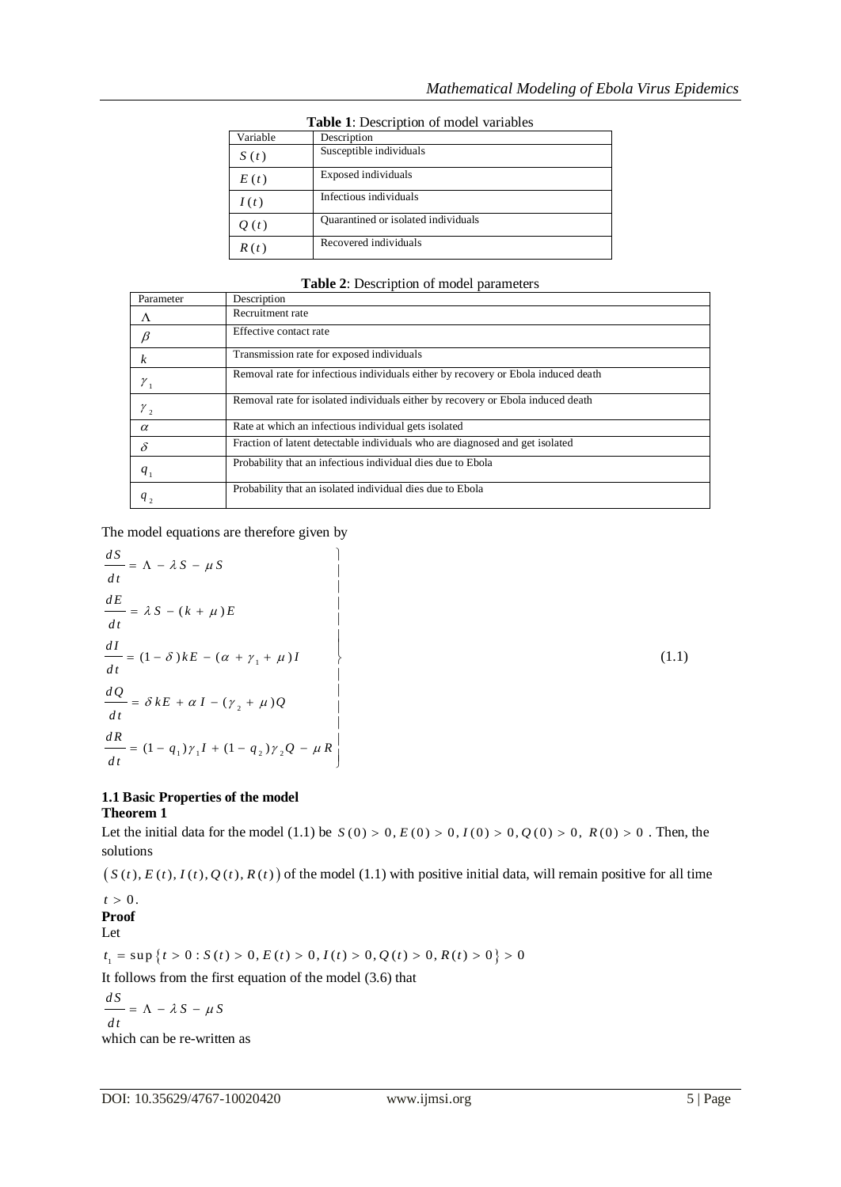**Table 1**: Description of model variables

| Variable | Description |
| --- | --- |
| $S(t)$ | Susceptible individuals |
| $E(t)$ | Exposed individuals |
| $I(t)$ | Infectious individuals |
| $Q(t)$ | Quarantined or isolated individuals |
| $R(t)$ | Recovered individuals |

**Table 2**: Description of model parameters

| Parameter | Description |
| --- | --- |
| $\Lambda$ | Recruitment rate |
| $\beta$ | Effective contact rate |
| $k$ | Transmission rate for exposed individuals |
| $\gamma_1$ | Removal rate for infectious individuals either by recovery or Ebola induced death |
| $\gamma_2$ | Removal rate for isolated individuals either by recovery or Ebola induced death |
| $\alpha$ | Rate at which an infectious individual gets isolated |
| $\delta$ | Fraction of latent detectable individuals who are diagnosed and get isolated |
| $q_1$ | Probability that an infectious individual dies due to Ebola |
| $q_2$ | Probability that an isolated individual dies due to Ebola |

The model equations are therefore given by

$$
\left.
\begin{aligned}
\frac{dS}{dt} &= \Lambda - \lambda S - \mu S \\
\frac{dE}{dt} &= \lambda S - (k + \mu)E \\
\frac{dI}{dt} &= (1-\delta)kE - (\alpha + \gamma_1 + \mu)I \\
\frac{dQ}{dt} &= \delta kE + \alpha I - (\gamma_2 + \mu)Q \\
\frac{dR}{dt} &= (1-q_1)\gamma_1 I + (1-q_2)\gamma_2 Q - \mu R
\end{aligned}
\right\} \tag{1.1}
$$

### 1.1 Basic Properties of the model

**Theorem 1**

Let the initial data for the model (1.1) be $S(0) > 0, E(0) > 0, I(0) > 0, Q(0) > 0, R(0) > 0$. Then, the solutions

$(S(t), E(t), I(t), Q(t), R(t))$ of the model (1.1) with positive initial data, will remain positive for all time $t > 0$.

**Proof**

Let

$t_1 = \sup\{t > 0 : S(t) > 0, E(t) > 0, I(t) > 0, Q(t) > 0, R(t) > 0\} > 0$

It follows from the first equation of the model (3.6) that

$$\frac{dS}{dt} = \Lambda - \lambda S - \mu S$$

which can be re-written as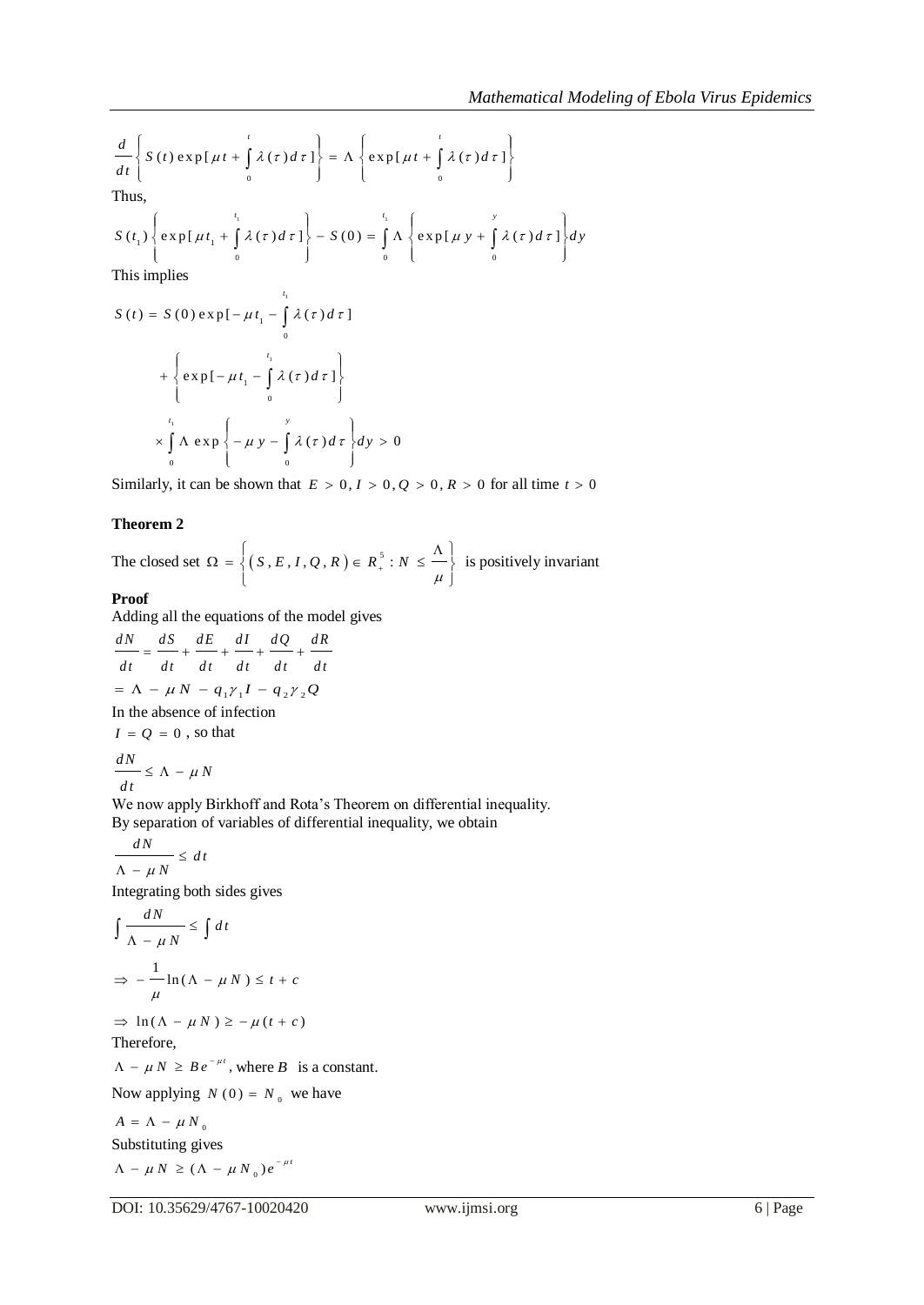$$\frac{d}{dt}\left\{S(t)\exp[\mu t+\int_0^t \lambda(\tau)d\tau]\right\}=\Lambda\left\{\exp[\mu t+\int_0^t \lambda(\tau)d\tau]\right\}$$

Thus,

$$S(t_1)\left\{\exp[\mu t_1+\int_0^{t_1}\lambda(\tau)d\tau]\right\}-S(0)=\int_0^{t_1}\Lambda\left\{\exp[\mu y+\int_0^{y}\lambda(\tau)d\tau]\right\}dy$$

This implies

$$S(t)=S(0)\exp[-\mu t_1-\int_0^{t_1}\lambda(\tau)d\tau]$$

$$+\left\{\exp[-\mu t_1-\int_0^{t_1}\lambda(\tau)d\tau]\right\}$$

$$\times\int_0^{t_1}\Lambda\exp\left\{-\mu y-\int_0^{y}\lambda(\tau)d\tau\right\}dy>0$$

Similarly, it can be shown that $E>0, I>0, Q>0, R>0$ for all time $t>0$

**Theorem 2**

The closed set $\Omega=\left\{(S,E,I,Q,R)\in R_+^5 : N\le \frac{\Lambda}{\mu}\right\}$ is positively invariant

**Proof**

Adding all the equations of the model gives

$$\frac{dN}{dt}=\frac{dS}{dt}+\frac{dE}{dt}+\frac{dI}{dt}+\frac{dQ}{dt}+\frac{dR}{dt}$$

$$=\Lambda-\mu N-q_1\gamma_1 I-q_2\gamma_2 Q$$

In the absence of infection

$I=Q=0$, so that

$$\frac{dN}{dt}\le\Lambda-\mu N$$

We now apply Birkhoff and Rota's Theorem on differential inequality.

By separation of variables of differential inequality, we obtain

$$\frac{dN}{\Lambda-\mu N}\le dt$$

Integrating both sides gives

$$\int\frac{dN}{\Lambda-\mu N}\le\int dt$$

$$\Rightarrow -\frac{1}{\mu}\ln(\Lambda-\mu N)\le t+c$$

$$\Rightarrow \ln(\Lambda-\mu N)\ge-\mu(t+c)$$

Therefore,

$\Lambda-\mu N\ge Be^{-\mu t}$, where $B$ is a constant.

Now applying $N(0)=N_0$ we have

$$A=\Lambda-\mu N_0$$

Substituting gives

$$\Lambda-\mu N\ge(\Lambda-\mu N_0)e^{-\mu t}$$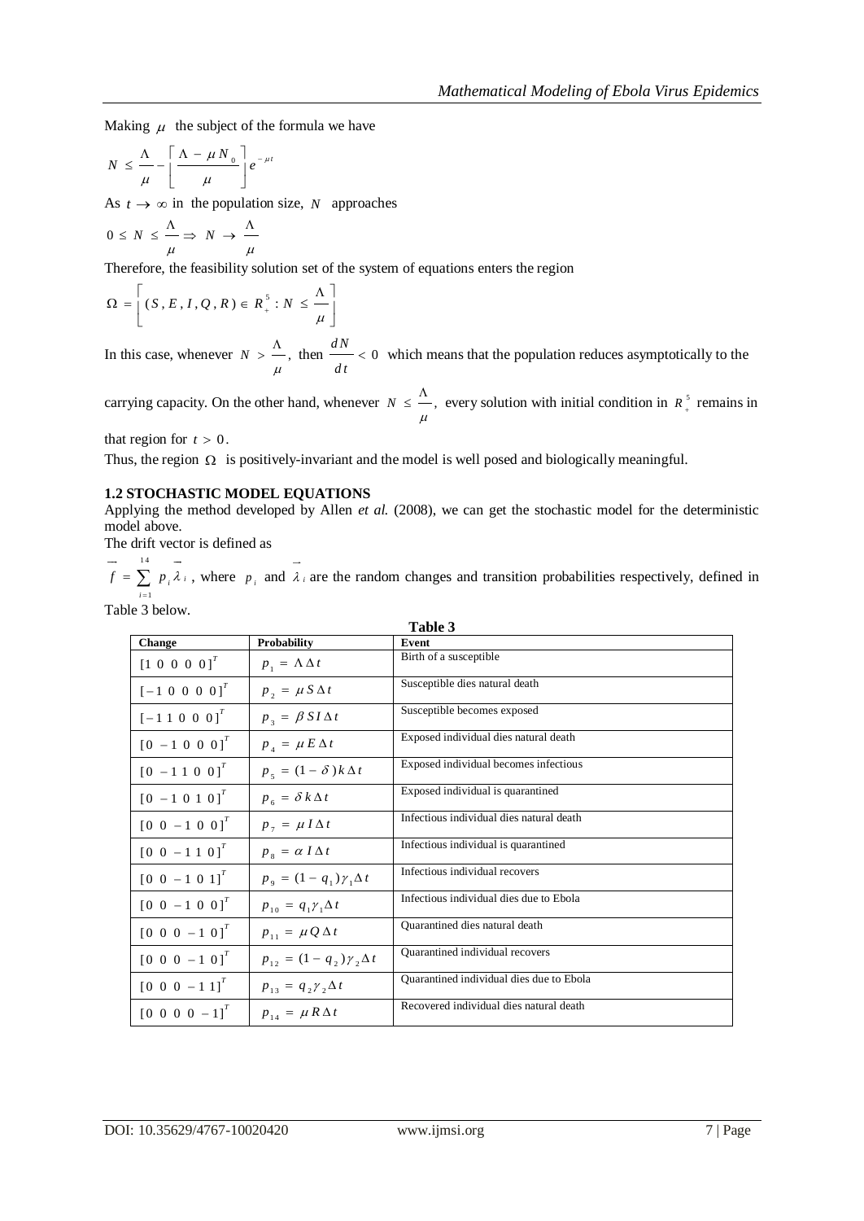Making $\mu$ the subject of the formula we have

$$N \leq \frac{\Lambda}{\mu} - \left[ \frac{\Lambda - \mu N_0}{\mu} \right] e^{-\mu t}$$

As $t \to \infty$ in the population size, $N$ approaches

$$0 \leq N \leq \frac{\Lambda}{\mu} \Rightarrow N \to \frac{\Lambda}{\mu}$$

Therefore, the feasibility solution set of the system of equations enters the region

$$\Omega = \left[ (S, E, I, Q, R) \in R_+^5 : N \leq \frac{\Lambda}{\mu} \right]$$

In this case, whenever $N > \frac{\Lambda}{\mu}$, then $\frac{dN}{dt} < 0$ which means that the population reduces asymptotically to the carrying capacity. On the other hand, whenever $N \leq \frac{\Lambda}{\mu}$, every solution with initial condition in $R_+^5$ remains in that region for $t > 0$.

Thus, the region $\Omega$ is positively-invariant and the model is well posed and biologically meaningful.

## 1.2 STOCHASTIC MODEL EQUATIONS

Applying the method developed by Allen *et al.* (2008), we can get the stochastic model for the deterministic model above.

The drift vector is defined as

$\vec{f} = \sum_{i=1}^{14} p_i \vec{\lambda}_i$, where $p_i$ and $\vec{\lambda}_i$ are the random changes and transition probabilities respectively, defined in Table 3 below.

**Table 3**

| Change | Probability | Event |
|---|---|---|
| $[1\ 0\ 0\ 0\ 0]^T$ | $p_1 = \Lambda \Delta t$ | Birth of a susceptible |
| $[-1\ 0\ 0\ 0\ 0]^T$ | $p_2 = \mu S \Delta t$ | Susceptible dies natural death |
| $[-1\ 1\ 0\ 0\ 0]^T$ | $p_3 = \beta S I \Delta t$ | Susceptible becomes exposed |
| $[0\ -1\ 0\ 0\ 0]^T$ | $p_4 = \mu E \Delta t$ | Exposed individual dies natural death |
| $[0\ -1\ 1\ 0\ 0]^T$ | $p_5 = (1-\delta) k \Delta t$ | Exposed individual becomes infectious |
| $[0\ -1\ 0\ 1\ 0]^T$ | $p_6 = \delta k \Delta t$ | Exposed individual is quarantined |
| $[0\ 0\ -1\ 0\ 0]^T$ | $p_7 = \mu I \Delta t$ | Infectious individual dies natural death |
| $[0\ 0\ -1\ 1\ 0]^T$ | $p_8 = \alpha I \Delta t$ | Infectious individual is quarantined |
| $[0\ 0\ -1\ 0\ 1]^T$ | $p_9 = (1-q_1)\gamma_1 \Delta t$ | Infectious individual recovers |
| $[0\ 0\ -1\ 0\ 0]^T$ | $p_{10} = q_1 \gamma_1 \Delta t$ | Infectious individual dies due to Ebola |
| $[0\ 0\ 0\ -1\ 0]^T$ | $p_{11} = \mu Q \Delta t$ | Quarantined dies natural death |
| $[0\ 0\ 0\ -1\ 0]^T$ | $p_{12} = (1-q_2)\gamma_2 \Delta t$ | Quarantined individual recovers |
| $[0\ 0\ 0\ -1\ 1]^T$ | $p_{13} = q_2 \gamma_2 \Delta t$ | Quarantined individual dies due to Ebola |
| $[0\ 0\ 0\ 0\ -1]^T$ | $p_{14} = \mu R \Delta t$ | Recovered individual dies natural death |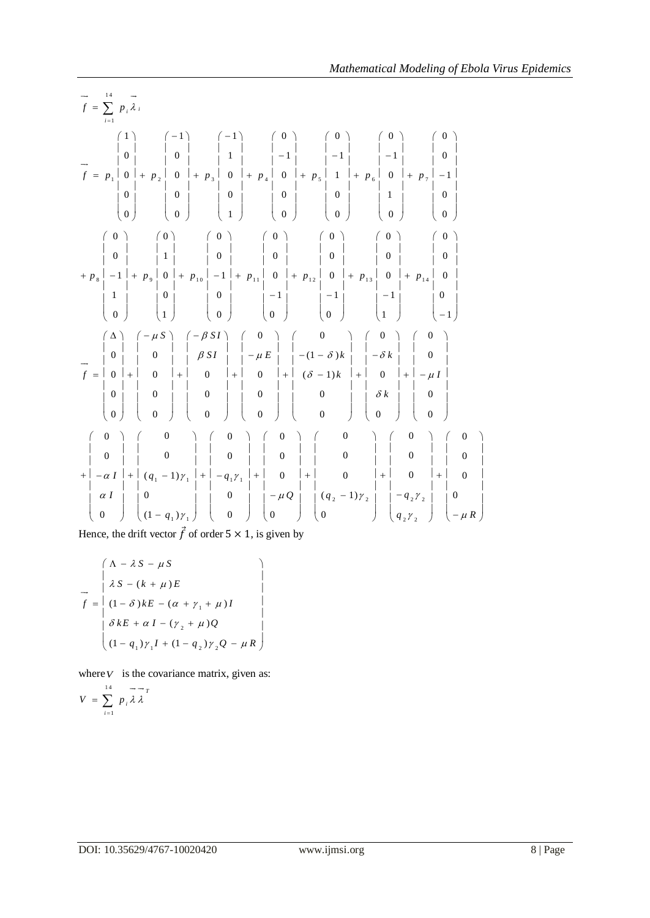$$\vec{f} = \sum_{i=1}^{14} p_i \vec{\lambda}_i$$

$$\vec{f} = p_1 \begin{pmatrix} 1 \\ 0 \\ 0 \\ 0 \\ 0 \end{pmatrix} + p_2 \begin{pmatrix} -1 \\ 0 \\ 0 \\ 0 \\ 0 \end{pmatrix} + p_3 \begin{pmatrix} -1 \\ 1 \\ 0 \\ 0 \\ 1 \end{pmatrix} + p_4 \begin{pmatrix} 0 \\ -1 \\ 0 \\ 0 \\ 0 \end{pmatrix} + p_5 \begin{pmatrix} 0 \\ -1 \\ 1 \\ 0 \\ 0 \end{pmatrix} + p_6 \begin{pmatrix} 0 \\ -1 \\ 0 \\ 1 \\ 0 \end{pmatrix} + p_7 \begin{pmatrix} 0 \\ 0 \\ -1 \\ 0 \\ 0 \end{pmatrix}$$

$$+ p_8 \begin{pmatrix} 0 \\ 0 \\ -1 \\ 1 \\ 0 \end{pmatrix} + p_9 \begin{pmatrix} 0 \\ 1 \\ 0 \\ 0 \\ 1 \end{pmatrix} + p_{10} \begin{pmatrix} 0 \\ 0 \\ -1 \\ 0 \\ 0 \end{pmatrix} + p_{11} \begin{pmatrix} 0 \\ 0 \\ 0 \\ -1 \\ 0 \end{pmatrix} + p_{12} \begin{pmatrix} 0 \\ 0 \\ 0 \\ -1 \\ 0 \end{pmatrix} + p_{13} \begin{pmatrix} 0 \\ 0 \\ 0 \\ -1 \\ 1 \end{pmatrix} + p_{14} \begin{pmatrix} 0 \\ 0 \\ 0 \\ 0 \\ -1 \end{pmatrix}$$

$$\vec{f} = \begin{pmatrix} \Delta \\ 0 \\ 0 \\ 0 \\ 0 \end{pmatrix} + \begin{pmatrix} -\mu S \\ 0 \\ 0 \\ 0 \\ 0 \end{pmatrix} + \begin{pmatrix} -\beta SI \\ \beta SI \\ 0 \\ 0 \\ 0 \end{pmatrix} + \begin{pmatrix} 0 \\ -\mu E \\ 0 \\ 0 \\ 0 \end{pmatrix} + \begin{pmatrix} 0 \\ -(1-\delta)k \\ (\delta - 1)k \\ 0 \\ 0 \end{pmatrix} + \begin{pmatrix} 0 \\ -\delta k \\ 0 \\ \delta k \\ 0 \end{pmatrix} + \begin{pmatrix} 0 \\ 0 \\ -\mu I \\ 0 \\ 0 \end{pmatrix}$$

$$+ \begin{pmatrix} 0 \\ 0 \\ -\alpha I \\ \alpha I \\ 0 \end{pmatrix} + \begin{pmatrix} 0 \\ 0 \\ (q_1 - 1)\gamma_1 \\ 0 \\ (1 - q_1)\gamma_1 \end{pmatrix} + \begin{pmatrix} 0 \\ 0 \\ -q_1\gamma_1 \\ 0 \\ 0 \end{pmatrix} + \begin{pmatrix} 0 \\ 0 \\ 0 \\ -\mu Q \\ 0 \end{pmatrix} + \begin{pmatrix} 0 \\ 0 \\ 0 \\ (q_2 - 1)\gamma_2 \\ 0 \end{pmatrix} + \begin{pmatrix} 0 \\ 0 \\ 0 \\ -q_2\gamma_2 \\ q_2\gamma_2 \end{pmatrix} + \begin{pmatrix} 0 \\ 0 \\ 0 \\ 0 \\ -\mu R \end{pmatrix}$$

Hence, the drift vector $\vec{f}$ of order $5 \times 1$, is given by

$$\vec{f} = \begin{pmatrix} \Lambda - \lambda S - \mu S \\ \lambda S - (k + \mu)E \\ (1 - \delta)kE - (\alpha + \gamma_1 + \mu)I \\ \delta kE + \alpha I - (\gamma_2 + \mu)Q \\ (1 - q_1)\gamma_1 I + (1 - q_2)\gamma_2 Q - \mu R \end{pmatrix}$$

where $V$ is the covariance matrix, given as:

$$V = \sum_{i=1}^{14} p_i \vec{\lambda} \vec{\lambda}^T$$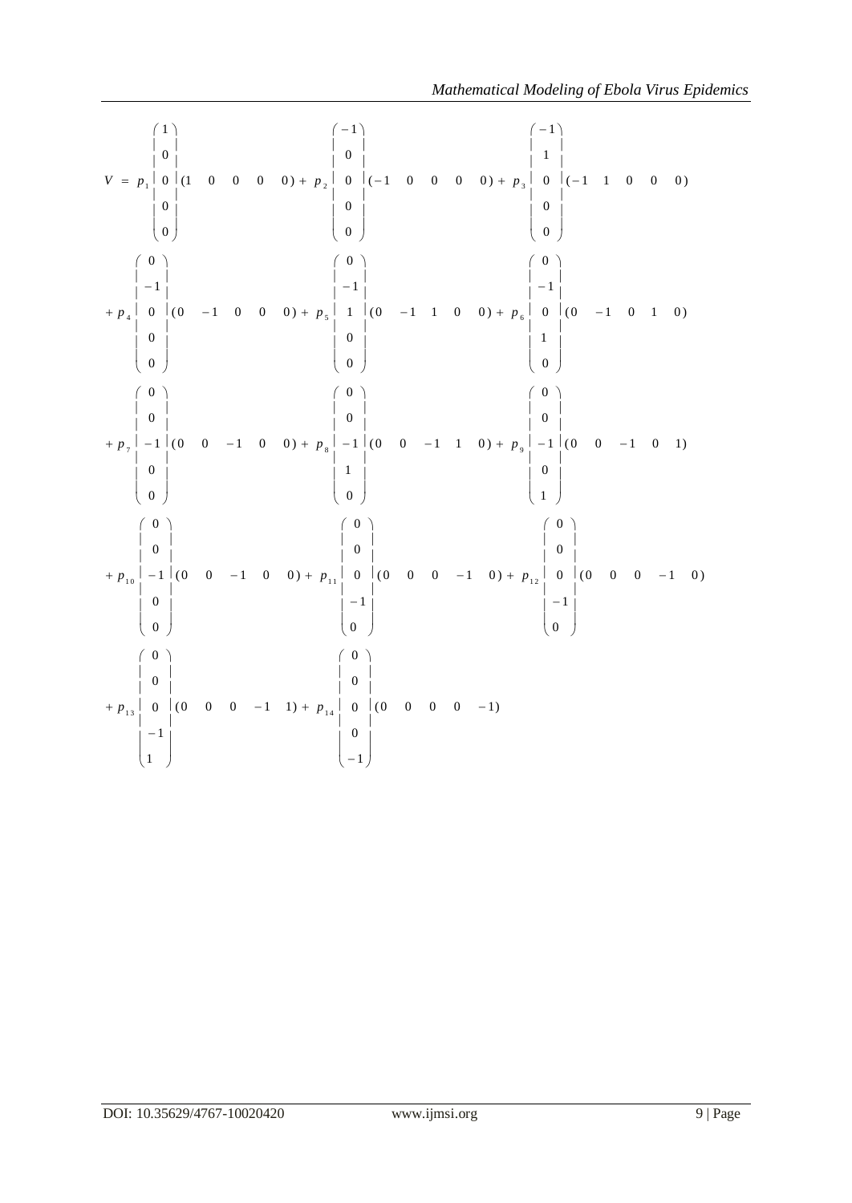$$
\begin{aligned}
V = \; & p_1 \begin{pmatrix} 1 \\ 0 \\ 0 \\ 0 \\ 0 \end{pmatrix} (1 \quad 0 \quad 0 \quad 0 \quad 0) + p_2 \begin{pmatrix} -1 \\ 0 \\ 0 \\ 0 \\ 0 \end{pmatrix} (-1 \quad 0 \quad 0 \quad 0 \quad 0) + p_3 \begin{pmatrix} -1 \\ 1 \\ 0 \\ 0 \\ 0 \end{pmatrix} (-1 \quad 1 \quad 0 \quad 0 \quad 0) \\
& + p_4 \begin{pmatrix} 0 \\ -1 \\ 0 \\ 0 \\ 0 \end{pmatrix} (0 \quad -1 \quad 0 \quad 0 \quad 0) + p_5 \begin{pmatrix} 0 \\ -1 \\ 1 \\ 0 \\ 0 \end{pmatrix} (0 \quad -1 \quad 1 \quad 0 \quad 0) + p_6 \begin{pmatrix} 0 \\ -1 \\ 0 \\ 1 \\ 0 \end{pmatrix} (0 \quad -1 \quad 0 \quad 1 \quad 0) \\
& + p_7 \begin{pmatrix} 0 \\ 0 \\ -1 \\ 0 \\ 0 \end{pmatrix} (0 \quad 0 \quad -1 \quad 0 \quad 0) + p_8 \begin{pmatrix} 0 \\ 0 \\ -1 \\ 1 \\ 0 \end{pmatrix} (0 \quad 0 \quad -1 \quad 1 \quad 0) + p_9 \begin{pmatrix} 0 \\ 0 \\ -1 \\ 0 \\ 1 \end{pmatrix} (0 \quad 0 \quad -1 \quad 0 \quad 1) \\
& + p_{10} \begin{pmatrix} 0 \\ 0 \\ -1 \\ 0 \\ 0 \end{pmatrix} (0 \quad 0 \quad -1 \quad 0 \quad 0) + p_{11} \begin{pmatrix} 0 \\ 0 \\ 0 \\ -1 \\ 0 \end{pmatrix} (0 \quad 0 \quad 0 \quad -1 \quad 0) + p_{12} \begin{pmatrix} 0 \\ 0 \\ 0 \\ -1 \\ 0 \end{pmatrix} (0 \quad 0 \quad 0 \quad -1 \quad 0) \\
& + p_{13} \begin{pmatrix} 0 \\ 0 \\ 0 \\ -1 \\ 1 \end{pmatrix} (0 \quad 0 \quad 0 \quad -1 \quad 1) + p_{14} \begin{pmatrix} 0 \\ 0 \\ 0 \\ 0 \\ -1 \end{pmatrix} (0 \quad 0 \quad 0 \quad 0 \quad -1)
\end{aligned}
$$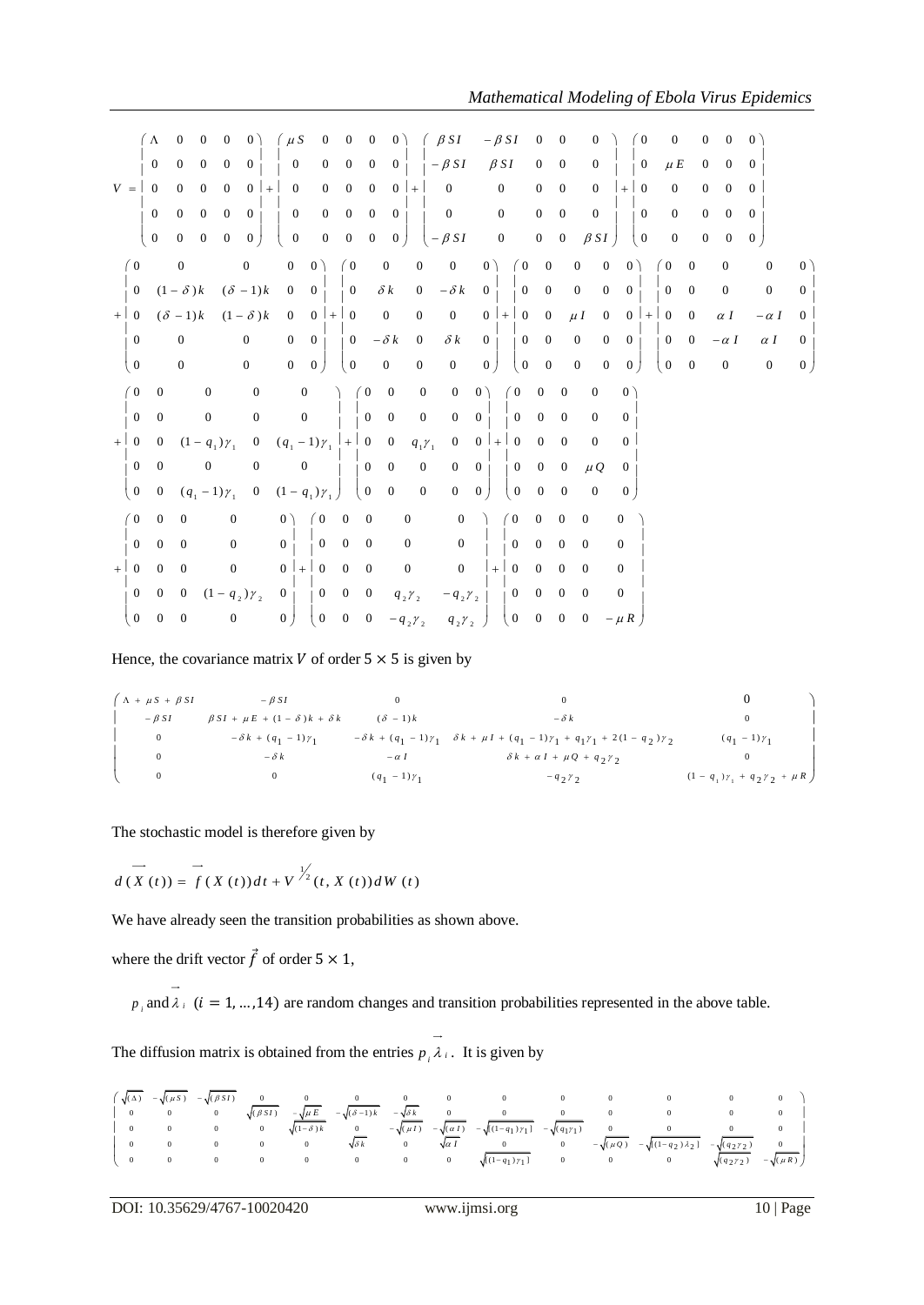$$
V=\begin{pmatrix}\Lambda&0&0&0&0\\0&0&0&0&0\\0&0&0&0&0\\0&0&0&0&0\\0&0&0&0&0\end{pmatrix}+\begin{pmatrix}\mu S&0&0&0&0\\0&0&0&0&0\\0&0&0&0&0\\0&0&0&0&0\\0&0&0&0&0\end{pmatrix}+\begin{pmatrix}\beta SI&-\beta SI&0&0&0\\-\beta SI&\beta SI&0&0&0\\0&0&0&0&0\\0&0&0&0&0\\-\beta SI&0&0&0&\beta SI\end{pmatrix}+\begin{pmatrix}0&0&0&0&0\\0&\mu E&0&0&0\\0&0&0&0&0\\0&0&0&0&0\\0&0&0&0&0\end{pmatrix}
$$

$$
+\begin{pmatrix}0&0&0&0&0\\0&(1-\delta)k&(\delta-1)k&0&0\\0&(\delta-1)k&(1-\delta)k&0&0\\0&0&0&0&0\\0&0&0&0&0\end{pmatrix}+\begin{pmatrix}0&0&0&0&0\\0&\delta k&0&-\delta k&0\\0&0&0&0&0\\0&-\delta k&0&\delta k&0\\0&0&0&0&0\end{pmatrix}+\begin{pmatrix}0&0&0&0&0\\0&0&0&0&0\\0&0&\mu I&0&0\\0&0&0&0&0\\0&0&0&0&0\end{pmatrix}+\begin{pmatrix}0&0&0&0&0\\0&0&0&0&0\\0&0&\alpha I&-\alpha I&0\\0&0&-\alpha I&\alpha I&0\\0&0&0&0&0\end{pmatrix}
$$

$$
+\begin{pmatrix}0&0&0&0&0\\0&0&0&0&0\\0&0&(1-q_1)\gamma_1&0&(q_1-1)\gamma_1\\0&0&0&0&0\\0&0&(q_1-1)\gamma_1&0&(1-q_1)\gamma_1\end{pmatrix}+\begin{pmatrix}0&0&0&0&0\\0&0&0&0&0\\0&0&q_1\gamma_1&0&0\\0&0&0&0&0\\0&0&0&0&0\end{pmatrix}+\begin{pmatrix}0&0&0&0&0\\0&0&0&0&0\\0&0&0&0&0\\0&0&0&\mu Q&0\\0&0&0&0&0\end{pmatrix}
$$

$$
+\begin{pmatrix}0&0&0&0&0\\0&0&0&0&0\\0&0&0&0&0\\0&0&0&(1-q_2)\gamma_2&0\\0&0&0&0&0\end{pmatrix}+\begin{pmatrix}0&0&0&0&0\\0&0&0&0&0\\0&0&0&0&0\\0&0&0&q_2\gamma_2&-q_2\gamma_2\\0&0&0&-q_2\gamma_2&q_2\gamma_2\end{pmatrix}+\begin{pmatrix}0&0&0&0&0\\0&0&0&0&0\\0&0&0&0&0\\0&0&0&0&0\\0&0&0&0&-\mu R\end{pmatrix}
$$

Hence, the covariance matrix $V$ of order $5\times 5$ is given by

$$
\begin{pmatrix}
\Lambda+\mu S+\beta SI & -\beta SI & 0 & 0 & 0\\
-\beta SI & \beta SI+\mu E+(1-\delta)k+\delta k & (\delta-1)k & -\delta k & 0\\
0 & -\delta k+(q_1-1)\gamma_1 & -\delta k+(q_1-1)\gamma_1 & \delta k+\mu I+(q_1-1)\gamma_1+q_1\gamma_1+2(1-q_2)\gamma_2 & (q_1-1)\gamma_1\\
0 & -\delta k & -\alpha I & \delta k+\alpha I+\mu Q+q_2\gamma_2 & 0\\
0 & 0 & (q_1-1)\gamma_1 & -q_2\gamma_2 & (1-q_1)\gamma_1+q_2\gamma_2+\mu R
\end{pmatrix}
$$

The stochastic model is therefore given by

$$
d(\vec{X}(t))=\vec{f}(X(t))dt+V^{1/2}(t,X(t))dW(t)
$$

We have already seen the transition probabilities as shown above.

where the drift vector $\vec{f}$ of order $5\times 1$,

$p_i$ and $\vec{\lambda}_i$ $(i=1,\ldots,14)$ are random changes and transition probabilities represented in the above table.

The diffusion matrix is obtained from the entries $p_i\vec{\lambda}_i$. It is given by

$$
\begin{pmatrix}
\sqrt{(\Lambda)} & -\sqrt{(\mu S)} & -\sqrt{(\beta SI)} & 0 & 0 & 0 & 0 & 0 & 0 & 0 & 0 & 0 & 0 & 0\\
0 & 0 & 0 & \sqrt{(\beta SI)} & -\sqrt{\mu E} & -\sqrt{(\delta-1)k} & -\sqrt{\delta k} & 0 & 0 & 0 & 0 & 0 & 0 & 0\\
0 & 0 & 0 & 0 & \sqrt{(1-\delta)k} & 0 & -\sqrt{(\mu I)} & -\sqrt{(\alpha I)} & -\sqrt{[(1-q_1)\gamma_1]} & -\sqrt{(q_1\gamma_1)} & 0 & 0 & 0 & 0\\
0 & 0 & 0 & 0 & 0 & \sqrt{\delta k} & 0 & \sqrt{\alpha I} & 0 & 0 & -\sqrt{(\mu Q)} & -\sqrt{[(1-q_2)\lambda_2]} & -\sqrt{(q_2\gamma_2)} & 0\\
0 & 0 & 0 & 0 & 0 & 0 & 0 & 0 & \sqrt{[(1-q_1)\gamma_1]} & 0 & 0 & 0 & \sqrt{(q_2\gamma_2)} & -\sqrt{(\mu R)}
\end{pmatrix}
$$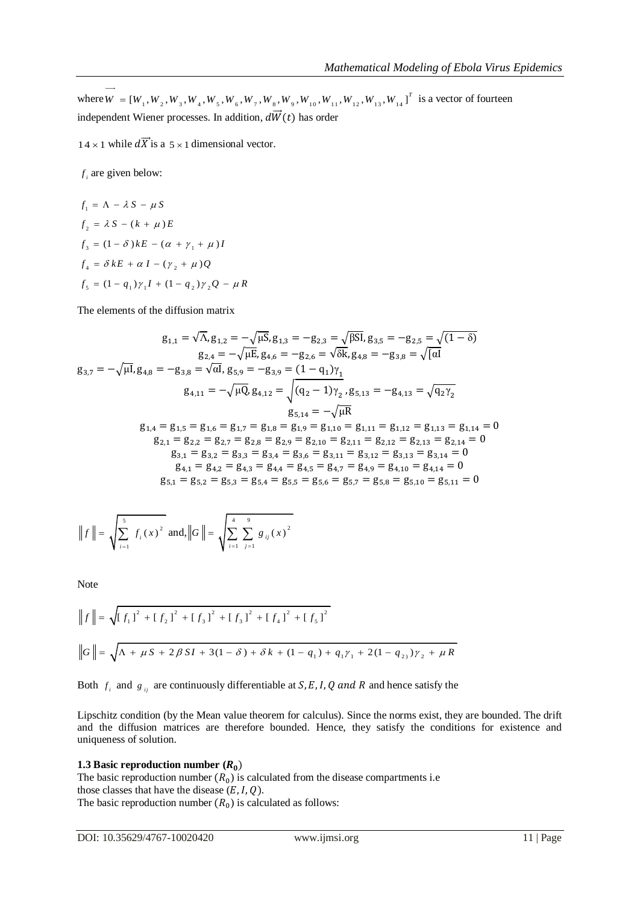where $\vec{W} = [W_1, W_2, W_3, W_4, W_5, W_6, W_7, W_8, W_9, W_{10}, W_{11}, W_{12}, W_{13}, W_{14}]^T$ is a vector of fourteen independent Wiener processes. In addition, $d\vec{W}(t)$ has order

$14 \times 1$ while $d\vec{X}$ is a $5 \times 1$ dimensional vector.

$f_i$ are given below:

$$f_1 = \Lambda - \lambda S - \mu S$$

$$f_2 = \lambda S - (k + \mu) E$$

$$f_3 = (1 - \delta) kE - (\alpha + \gamma_1 + \mu) I$$

$$f_4 = \delta kE + \alpha I - (\gamma_2 + \mu) Q$$

$$f_5 = (1 - q_1)\gamma_1 I + (1 - q_2)\gamma_2 Q - \mu R$$

The elements of the diffusion matrix

$$g_{1,1} = \sqrt{\Lambda}, g_{1,2} = -\sqrt{\mu S}, g_{1,3} = -g_{2,3} = \sqrt{\beta SI}, g_{3,5} = -g_{2,5} = \sqrt{(1-\delta)}$$

$$g_{2,4} = -\sqrt{\mu E}, g_{4,6} = -g_{2,6} = \sqrt{\delta k}, g_{4,8} = -g_{3,8} = \sqrt{[\alpha I}$$

$$g_{3,7} = -\sqrt{\mu I}, g_{4,8} = -g_{3,8} = \sqrt{\alpha I}, g_{5,9} = -g_{3,9} = (1 - q_1)\gamma_1$$

$$g_{4,11} = -\sqrt{\mu Q}, g_{4,12} = \sqrt{(q_2 - 1)\gamma_2}, g_{5,13} = -g_{4,13} = \sqrt{q_2\gamma_2}$$

$$g_{5,14} = -\sqrt{\mu R}$$

$$g_{1,4} = g_{1,5} = g_{1,6} = g_{1,7} = g_{1,8} = g_{1,9} = g_{1,10} = g_{1,11} = g_{1,12} = g_{1,13} = g_{1,14} = 0$$

$$g_{2,1} = g_{2,2} = g_{2,7} = g_{2,8} = g_{2,9} = g_{2,10} = g_{2,11} = g_{2,12} = g_{2,13} = g_{2,14} = 0$$

$$g_{3,1} = g_{3,2} = g_{3,3} = g_{3,4} = g_{3,6} = g_{3,11} = g_{3,12} = g_{3,13} = g_{3,14} = 0$$

$$g_{4,1} = g_{4,2} = g_{4,3} = g_{4,4} = g_{4,5} = g_{4,7} = g_{4,9} = g_{4,10} = g_{4,14} = 0$$

$$g_{5,1} = g_{5,2} = g_{5,3} = g_{5,4} = g_{5,5} = g_{5,6} = g_{5,7} = g_{5,8} = g_{5,10} = g_{5,11} = 0$$

$$\| f \| = \sqrt{\sum_{i=1}^{5} f_i(x)^2} \text{ and, } \| G \| = \sqrt{\sum_{i=1}^{4} \sum_{j=1}^{9} g_{ij}(x)^2}$$

Note

$$\| f \| = \sqrt{[f_1]^2 + [f_2]^2 + [f_3]^2 + [f_3]^2 + [f_4]^2 + [f_5]^2}$$

$$\| G \| = \sqrt{\Lambda + \mu S + 2\beta SI + 3(1-\delta) + \delta k + (1 - q_1) + q_1\gamma_1 + 2(1 - q_{2)})\gamma_2 + \mu R}$$

Both $f_i$ and $g_{ij}$ are continuously differentiable at $S, E, I, Q$ $and$ $R$ and hence satisfy the

Lipschitz condition (by the Mean value theorem for calculus). Since the norms exist, they are bounded. The drift and the diffusion matrices are therefore bounded. Hence, they satisfy the conditions for existence and uniqueness of solution.

### 1.3 Basic reproduction number ($R_0$)

The basic reproduction number ($R_0$) is calculated from the disease compartments i.e those classes that have the disease ($E, I, Q$).
The basic reproduction number ($R_0$) is calculated as follows: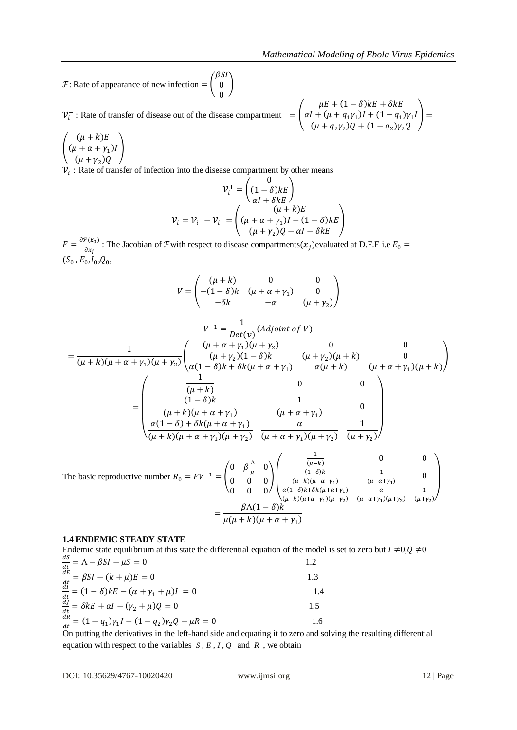$\mathcal{F}$: Rate of appearance of new infection $= \begin{pmatrix} \beta SI \\ 0 \\ 0 \end{pmatrix}$

$\mathcal{V}_i^-$ : Rate of transfer of disease out of the disease compartment $= \begin{pmatrix} \mu E + (1-\delta)kE + \delta kE \\ \alpha I + (\mu + q_1\gamma_1)I + (1-q_1)\gamma_1 I \\ (\mu + q_2\gamma_2)Q + (1-q_2)\gamma_2 Q \end{pmatrix} = \begin{pmatrix} (\mu + k)E \\ (\mu + \alpha + \gamma_1)I \\ (\mu + \gamma_2)Q \end{pmatrix}$

$\mathcal{V}_i^+$: Rate of transfer of infection into the disease compartment by other means

$$\mathcal{V}_i^+ = \begin{pmatrix} 0 \\ (1-\delta)kE \\ \alpha I + \delta kE \end{pmatrix}$$

$$\mathcal{V}_i = \mathcal{V}_i^- - \mathcal{V}_i^+ = \begin{pmatrix} (\mu + k)E \\ (\mu + \alpha + \gamma_1)I - (1-\delta)kE \\ (\mu + \gamma_2)Q - \alpha I - \delta kE \end{pmatrix}$$

$F = \frac{\partial \mathcal{F}(E_0)}{\partial x_j}$ : The Jacobian of $\mathcal{F}$ with respect to disease compartments$(x_j)$ evaluated at D.F.E i.e $E_0 = (S_0, E_0, I_0, Q_0,$

$$V = \begin{pmatrix} (\mu + k) & 0 & 0 \\ -(1-\delta)k & (\mu + \alpha + \gamma_1) & 0 \\ -\delta k & -\alpha & (\mu + \gamma_2) \end{pmatrix}$$

$$V^{-1} = \frac{1}{Det(v)}(Adjoint\ of\ V)$$

$$= \frac{1}{(\mu + k)(\mu + \alpha + \gamma_1)(\mu + \gamma_2)} \begin{pmatrix} (\mu + \alpha + \gamma_1)(\mu + \gamma_2) & 0 & 0 \\ (\mu + \gamma_2)(1-\delta)k & (\mu + \gamma_2)(\mu + k) & 0 \\ \alpha(1-\delta)k + \delta k(\mu + \alpha + \gamma_1) & \alpha(\mu + k) & (\mu + \alpha + \gamma_1)(\mu + k) \end{pmatrix}$$

$$= \begin{pmatrix} \frac{1}{(\mu + k)} & 0 & 0 \\ \frac{(1-\delta)k}{(\mu + k)(\mu + \alpha + \gamma_1)} & \frac{1}{(\mu + \alpha + \gamma_1)} & 0 \\ \frac{\alpha(1-\delta) + \delta k(\mu + \alpha + \gamma_1)}{(\mu + k)(\mu + \alpha + \gamma_1)(\mu + \gamma_2)} & \frac{\alpha}{(\mu + \alpha + \gamma_1)(\mu + \gamma_2)} & \frac{1}{(\mu + \gamma_2)} \end{pmatrix}$$

The basic reproductive number $R_0 = FV^{-1} = \begin{pmatrix} 0 & \beta\frac{\Lambda}{\mu} & 0 \\ 0 & 0 & 0 \\ 0 & 0 & 0 \end{pmatrix} \begin{pmatrix} \frac{1}{(\mu + k)} & 0 & 0 \\ \frac{(1-\delta)k}{(\mu + k)(\mu + \alpha + \gamma_1)} & \frac{1}{(\mu + \alpha + \gamma_1)} & 0 \\ \frac{\alpha(1-\delta)k + \delta k(\mu + \alpha + \gamma_1)}{(\mu + k)(\mu + \alpha + \gamma_1)(\mu + \gamma_2)} & \frac{\alpha}{(\mu + \alpha + \gamma_1)(\mu + \gamma_2)} & \frac{1}{(\mu + \gamma_2)} \end{pmatrix}$

$$= \frac{\beta\Lambda(1-\delta)k}{\mu(\mu + k)(\mu + \alpha + \gamma_1)}$$

### 1.4 ENDEMIC STEADY STATE

Endemic state equilibrium at this state the differential equation of the model is set to zero but $I \neq 0, Q \neq 0$

$$\frac{dS}{dt} = \Lambda - \beta SI - \mu S = 0 \qquad 1.2$$

$$\frac{dE}{dt} = \beta SI - (k + \mu)E = 0 \qquad 1.3$$

$$\frac{dI}{dt} = (1-\delta)kE - (\alpha + \gamma_1 + \mu)I = 0 \qquad 1.4$$

$$\frac{dJ}{dt} = \delta kE + \alpha I - (\gamma_2 + \mu)Q = 0 \qquad 1.5$$

$$\frac{dR}{dt} = (1-q_1)\gamma_1 I + (1-q_2)\gamma_2 Q - \mu R = 0 \qquad 1.6$$

On putting the derivatives in the left-hand side and equating it to zero and solving the resulting differential equation with respect to the variables $S, E, I, Q$ and $R$, we obtain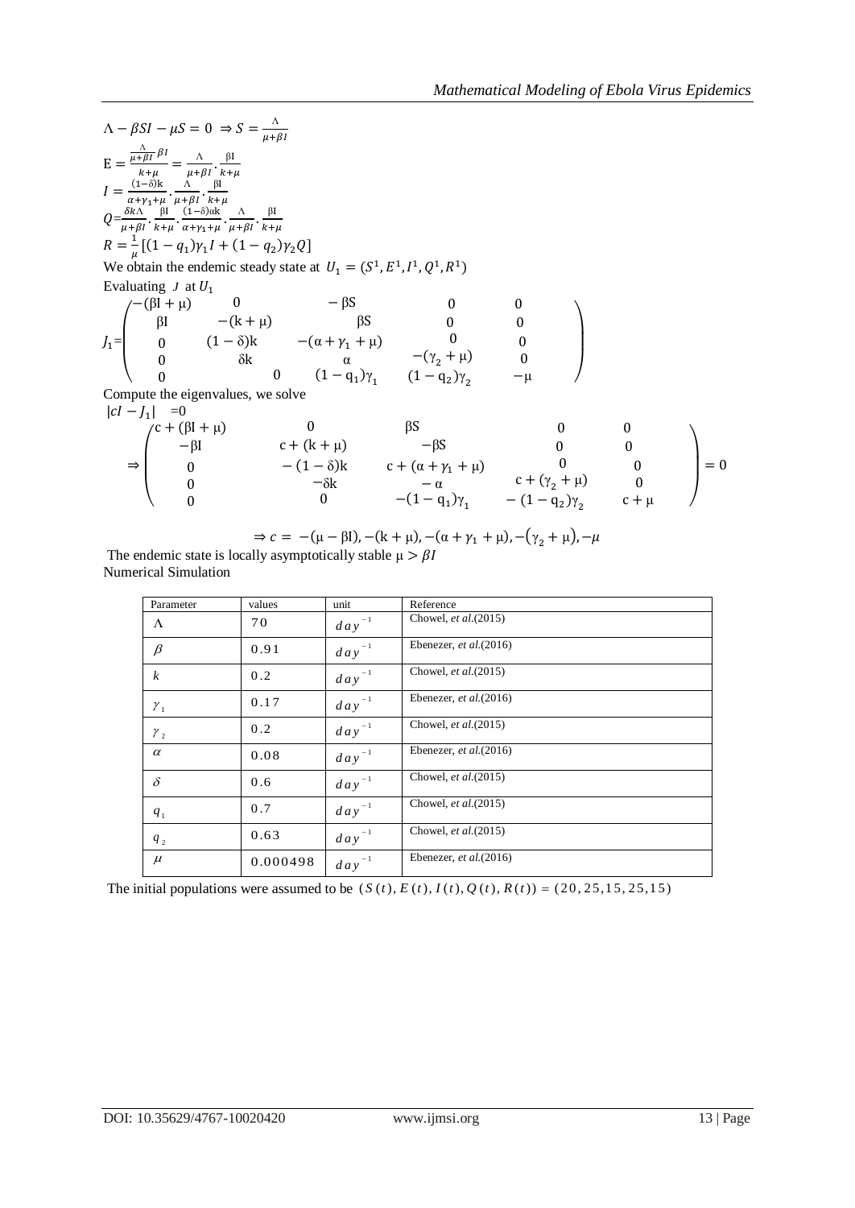$$\Lambda - \beta SI - \mu S = 0 \Rightarrow S = \frac{\Lambda}{\mu + \beta I}$$

$$\mathrm{E} = \frac{\frac{\Lambda}{\mu+\beta I}\beta I}{k+\mu} = \frac{\Lambda}{\mu+\beta I}\cdot\frac{\beta \mathrm{I}}{k+\mu}$$

$$I = \frac{(1-\delta)\mathrm{k}}{\alpha+\gamma_1+\mu}\cdot\frac{\Lambda}{\mu+\beta I}\cdot\frac{\beta \mathrm{I}}{k+\mu}$$

$$Q = \frac{\delta k \Lambda}{\mu+\beta I}\cdot\frac{\beta \mathrm{I}}{k+\mu}\cdot\frac{(1-\delta)\alpha \mathrm{k}}{\alpha+\gamma_1+\mu}\cdot\frac{\Lambda}{\mu+\beta I}\cdot\frac{\beta \mathrm{I}}{k+\mu}$$

$$R = \frac{1}{\mu}\left[(1-q_1)\gamma_1 I + (1-q_2)\gamma_2 Q\right]$$

We obtain the endemic steady state at $U_1 = (S^1, E^1, I^1, Q^1, R^1)$

Evaluating $J$ at $U_1$

$$J_1 = \begin{pmatrix} -(\beta \mathrm{I}+\mu) & 0 & -\beta \mathrm{S} & 0 & 0 \\ \beta \mathrm{I} & -(\mathrm{k}+\mu) & \beta \mathrm{S} & 0 & 0 \\ 0 & (1-\delta)\mathrm{k} & -(\alpha+\gamma_1+\mu) & 0 & 0 \\ 0 & \delta \mathrm{k} & \alpha & -(\gamma_2+\mu) & 0 \\ 0 & 0 & (1-\mathrm{q}_1)\gamma_1 & (1-\mathrm{q}_2)\gamma_2 & -\mu \end{pmatrix}$$

Compute the eigenvalues, we solve

$|cI - J_1| = 0$

$$\Rightarrow \begin{pmatrix} c+(\beta \mathrm{I}+\mu) & 0 & \beta \mathrm{S} & 0 & 0 \\ -\beta \mathrm{I} & c+(\mathrm{k}+\mu) & -\beta \mathrm{S} & 0 & 0 \\ 0 & -(1-\delta)\mathrm{k} & c+(\alpha+\gamma_1+\mu) & 0 & 0 \\ 0 & -\delta \mathrm{k} & -\alpha & c+(\gamma_2+\mu) & 0 \\ 0 & 0 & -(1-\mathrm{q}_1)\gamma_1 & -(1-\mathrm{q}_2)\gamma_2 & c+\mu \end{pmatrix} = 0$$

$$\Rightarrow c = -(\mu - \beta \mathrm{I}), -(\mathrm{k}+\mu), -(\alpha+\gamma_1+\mu), -(\gamma_2+\mu), -\mu$$

The endemic state is locally asymptotically stable $\mu > \beta I$

Numerical Simulation

| Parameter | values | unit | Reference |
|---|---|---|---|
| $\Lambda$ | 70 | $day^{-1}$ | Chowel, *et al.*(2015) |
| $\beta$ | 0.91 | $day^{-1}$ | Ebenezer, *et al.*(2016) |
| $k$ | 0.2 | $day^{-1}$ | Chowel, *et al.*(2015) |
| $\gamma_1$ | 0.17 | $day^{-1}$ | Ebenezer, *et al.*(2016) |
| $\gamma_2$ | 0.2 | $day^{-1}$ | Chowel, *et al.*(2015) |
| $\alpha$ | 0.08 | $day^{-1}$ | Ebenezer, *et al.*(2016) |
| $\delta$ | 0.6 | $day^{-1}$ | Chowel, *et al.*(2015) |
| $q_1$ | 0.7 | $day^{-1}$ | Chowel, *et al.*(2015) |
| $q_2$ | 0.63 | $day^{-1}$ | Chowel, *et al.*(2015) |
| $\mu$ | 0.000498 | $day^{-1}$ | Ebenezer, *et al.*(2016) |

The initial populations were assumed to be $(S(t), E(t), I(t), Q(t), R(t)) = (20, 25, 15, 25, 15)$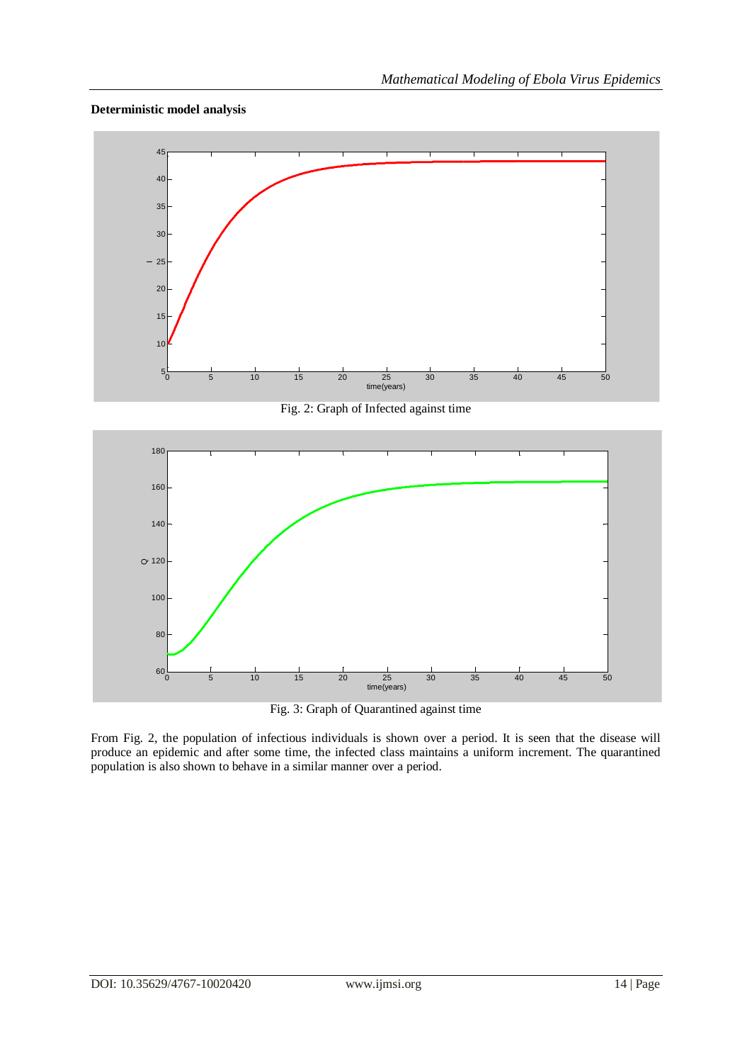**Deterministic model analysis**

Fig. 2: Graph of Infected against time

Fig. 3: Graph of Quarantined against time

From Fig. 2, the population of infectious individuals is shown over a period. It is seen that the disease will produce an epidemic and after some time, the infected class maintains a uniform increment. The quarantined population is also shown to behave in a similar manner over a period.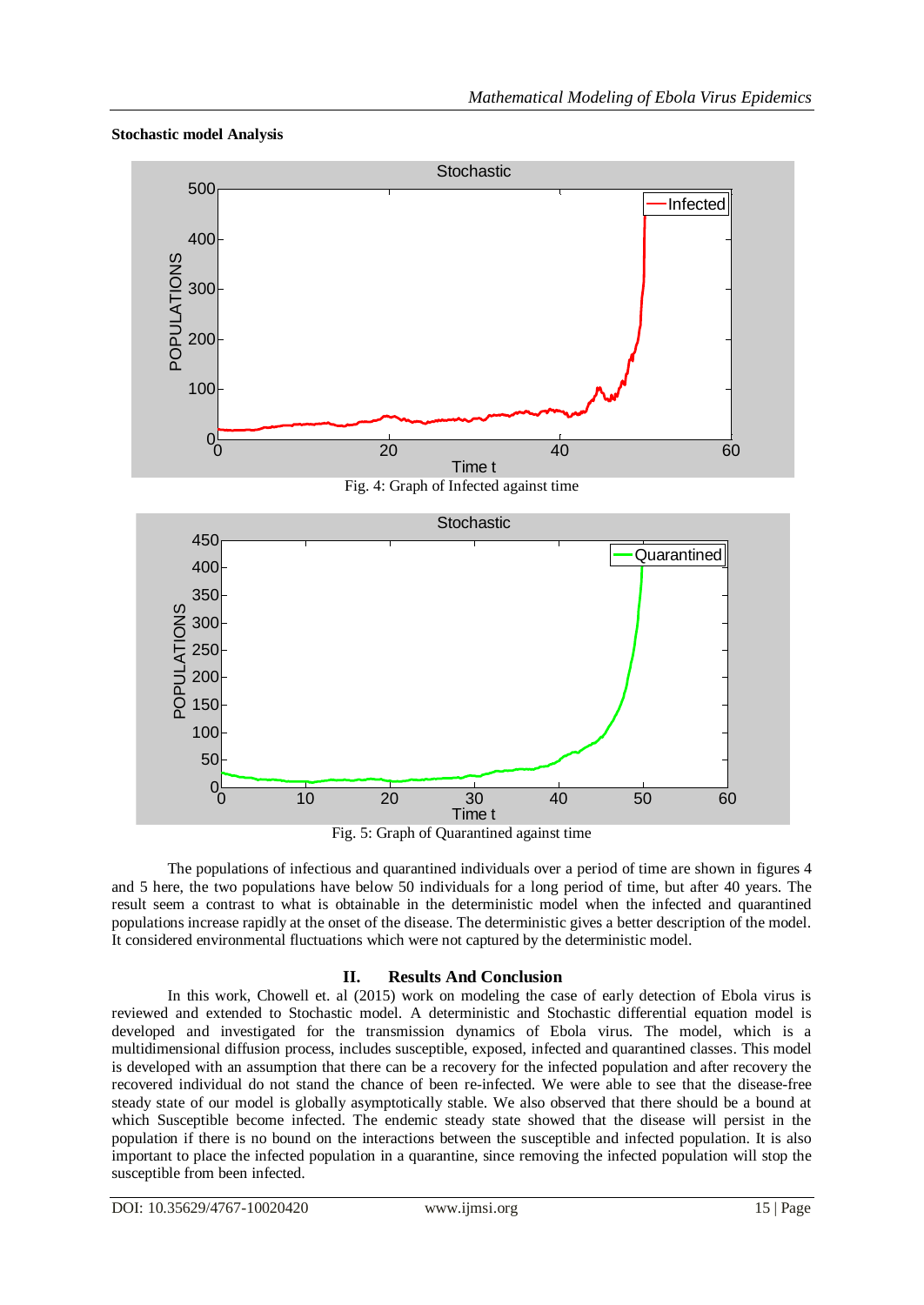**Stochastic model Analysis**

Fig. 4: Graph of Infected against time

Fig. 5: Graph of Quarantined against time

The populations of infectious and quarantined individuals over a period of time are shown in figures 4 and 5 here, the two populations have below 50 individuals for a long period of time, but after 40 years. The result seem a contrast to what is obtainable in the deterministic model when the infected and quarantined populations increase rapidly at the onset of the disease. The deterministic gives a better description of the model. It considered environmental fluctuations which were not captured by the deterministic model.

## II. Results And Conclusion

In this work, Chowell et. al (2015) work on modeling the case of early detection of Ebola virus is reviewed and extended to Stochastic model. A deterministic and Stochastic differential equation model is developed and investigated for the transmission dynamics of Ebola virus. The model, which is a multidimensional diffusion process, includes susceptible, exposed, infected and quarantined classes. This model is developed with an assumption that there can be a recovery for the infected population and after recovery the recovered individual do not stand the chance of been re-infected. We were able to see that the disease-free steady state of our model is globally asymptotically stable. We also observed that there should be a bound at which Susceptible become infected. The endemic steady state showed that the disease will persist in the population if there is no bound on the interactions between the susceptible and infected population. It is also important to place the infected population in a quarantine, since removing the infected population will stop the susceptible from been infected.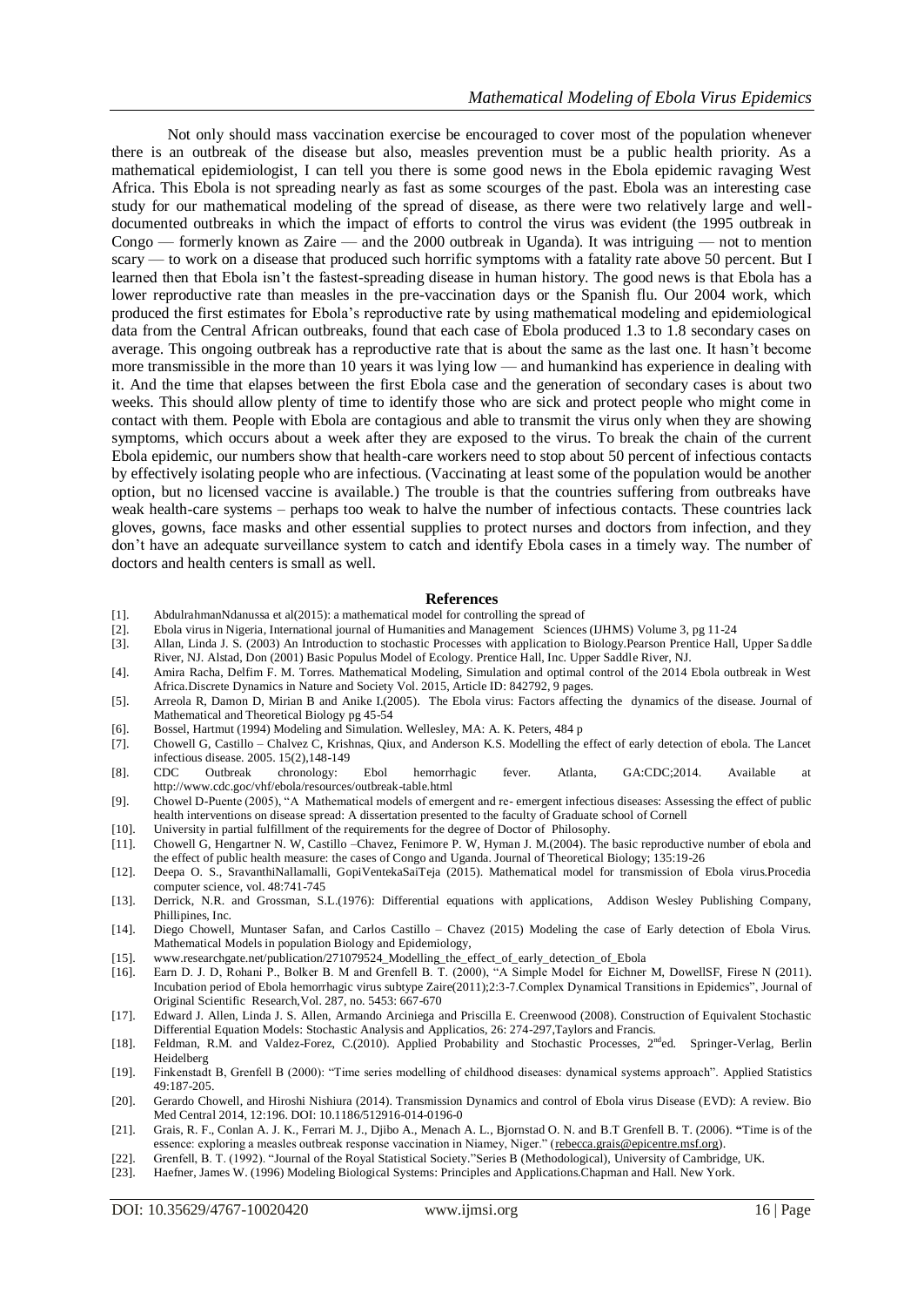Not only should mass vaccination exercise be encouraged to cover most of the population whenever there is an outbreak of the disease but also, measles prevention must be a public health priority. As a mathematical epidemiologist, I can tell you there is some good news in the Ebola epidemic ravaging West Africa. This Ebola is not spreading nearly as fast as some scourges of the past. Ebola was an interesting case study for our mathematical modeling of the spread of disease, as there were two relatively large and well-documented outbreaks in which the impact of efforts to control the virus was evident (the 1995 outbreak in Congo — formerly known as Zaire — and the 2000 outbreak in Uganda). It was intriguing — not to mention scary — to work on a disease that produced such horrific symptoms with a fatality rate above 50 percent. But I learned then that Ebola isn't the fastest-spreading disease in human history. The good news is that Ebola has a lower reproductive rate than measles in the pre-vaccination days or the Spanish flu. Our 2004 work, which produced the first estimates for Ebola's reproductive rate by using mathematical modeling and epidemiological data from the Central African outbreaks, found that each case of Ebola produced 1.3 to 1.8 secondary cases on average. This ongoing outbreak has a reproductive rate that is about the same as the last one. It hasn't become more transmissible in the more than 10 years it was lying low — and humankind has experience in dealing with it. And the time that elapses between the first Ebola case and the generation of secondary cases is about two weeks. This should allow plenty of time to identify those who are sick and protect people who might come in contact with them. People with Ebola are contagious and able to transmit the virus only when they are showing symptoms, which occurs about a week after they are exposed to the virus. To break the chain of the current Ebola epidemic, our numbers show that health-care workers need to stop about 50 percent of infectious contacts by effectively isolating people who are infectious. (Vaccinating at least some of the population would be another option, but no licensed vaccine is available.) The trouble is that the countries suffering from outbreaks have weak health-care systems – perhaps too weak to halve the number of infectious contacts. These countries lack gloves, gowns, face masks and other essential supplies to protect nurses and doctors from infection, and they don't have an adequate surveillance system to catch and identify Ebola cases in a timely way. The number of doctors and health centers is small as well.

## References

[1]. AbdulrahmanNdanussa et al(2015): a mathematical model for controlling the spread of

[2]. Ebola virus in Nigeria, International journal of Humanities and Management Sciences (IJHMS) Volume 3, pg 11-24

[3]. Allan, Linda J. S. (2003) An Introduction to stochastic Processes with application to Biology.Pearson Prentice Hall, Upper Saddle River, NJ. Alstad, Don (2001) Basic Populus Model of Ecology. Prentice Hall, Inc. Upper Saddle River, NJ.

[4]. Amira Racha, Delfim F. M. Torres. Mathematical Modeling, Simulation and optimal control of the 2014 Ebola outbreak in West Africa.Discrete Dynamics in Nature and Society Vol. 2015, Article ID: 842792, 9 pages.

[5]. Arreola R, Damon D, Mirian B and Anike I.(2005). The Ebola virus: Factors affecting the dynamics of the disease. Journal of Mathematical and Theoretical Biology pg 45-54

[6]. Bossel, Hartmut (1994) Modeling and Simulation. Wellesley, MA: A. K. Peters, 484 p

[7]. Chowell G, Castillo – Chalvez C, Krishnas, Qiux, and Anderson K.S. Modelling the effect of early detection of ebola. The Lancet infectious disease. 2005. 15(2),148-149

[8]. CDC Outbreak chronology: Ebol hemorrhagic fever. Atlanta, GA:CDC;2014. Available at http://www.cdc.goc/vhf/ebola/resources/outbreak-table.html

[9]. Chowel D-Puente (2005), "A Mathematical models of emergent and re- emergent infectious diseases: Assessing the effect of public health interventions on disease spread: A dissertation presented to the faculty of Graduate school of Cornell

[10]. University in partial fulfillment of the requirements for the degree of Doctor of Philosophy.

[11]. Chowell G, Hengartner N. W, Castillo –Chavez, Fenimore P. W, Hyman J. M.(2004). The basic reproductive number of ebola and the effect of public health measure: the cases of Congo and Uganda. Journal of Theoretical Biology; 135:19-26

[12]. Deepa O. S., SravanthiNallamalli, GopiVentekaSaiTeja (2015). Mathematical model for transmission of Ebola virus.Procedia computer science, vol. 48:741-745

[13]. Derrick, N.R. and Grossman, S.L.(1976): Differential equations with applications, Addison Wesley Publishing Company, Phillipines, Inc.

[14]. Diego Chowell, Muntaser Safan, and Carlos Castillo – Chavez (2015) Modeling the case of Early detection of Ebola Virus. Mathematical Models in population Biology and Epidemiology,

[15]. www.researchgate.net/publication/271079524_Modelling_the_effect_of_early_detection_of_Ebola

[16]. Earn D. J. D, Rohani P., Bolker B. M and Grenfell B. T. (2000), "A Simple Model for Eichner M, DowellSF, Firese N (2011). Incubation period of Ebola hemorrhagic virus subtype Zaire(2011);2:3-7.Complex Dynamical Transitions in Epidemics", Journal of Original Scientific Research,Vol. 287, no. 5453: 667-670

[17]. Edward J. Allen, Linda J. S. Allen, Armando Arciniega and Priscilla E. Creenwood (2008). Construction of Equivalent Stochastic Differential Equation Models: Stochastic Analysis and Applicatios, 26: 274-297,Taylors and Francis.

[18]. Feldman, R.M. and Valdez-Forez, C.(2010). Applied Probability and Stochastic Processes, 2nd ed. Springer-Verlag, Berlin Heidelberg

[19]. Finkenstadt B, Grenfell B (2000): "Time series modelling of childhood diseases: dynamical systems approach". Applied Statistics 49:187-205.

[20]. Gerardo Chowell, and Hiroshi Nishiura (2014). Transmission Dynamics and control of Ebola virus Disease (EVD): A review. Bio Med Central 2014, 12:196. DOI: 10.1186/512916-014-0196-0

[21]. Grais, R. F., Conlan A. J. K., Ferrari M. J., Djibo A., Menach A. L., Bjornstad O. N. and B.T Grenfell B. T. (2006). "Time is of the essence: exploring a measles outbreak response vaccination in Niamey, Niger." (rebecca.grais@epicentre.msf.org).

[22]. Grenfell, B. T. (1992). "Journal of the Royal Statistical Society."Series B (Methodological), University of Cambridge, UK.

[23]. Haefner, James W. (1996) Modeling Biological Systems: Principles and Applications.Chapman and Hall. New York.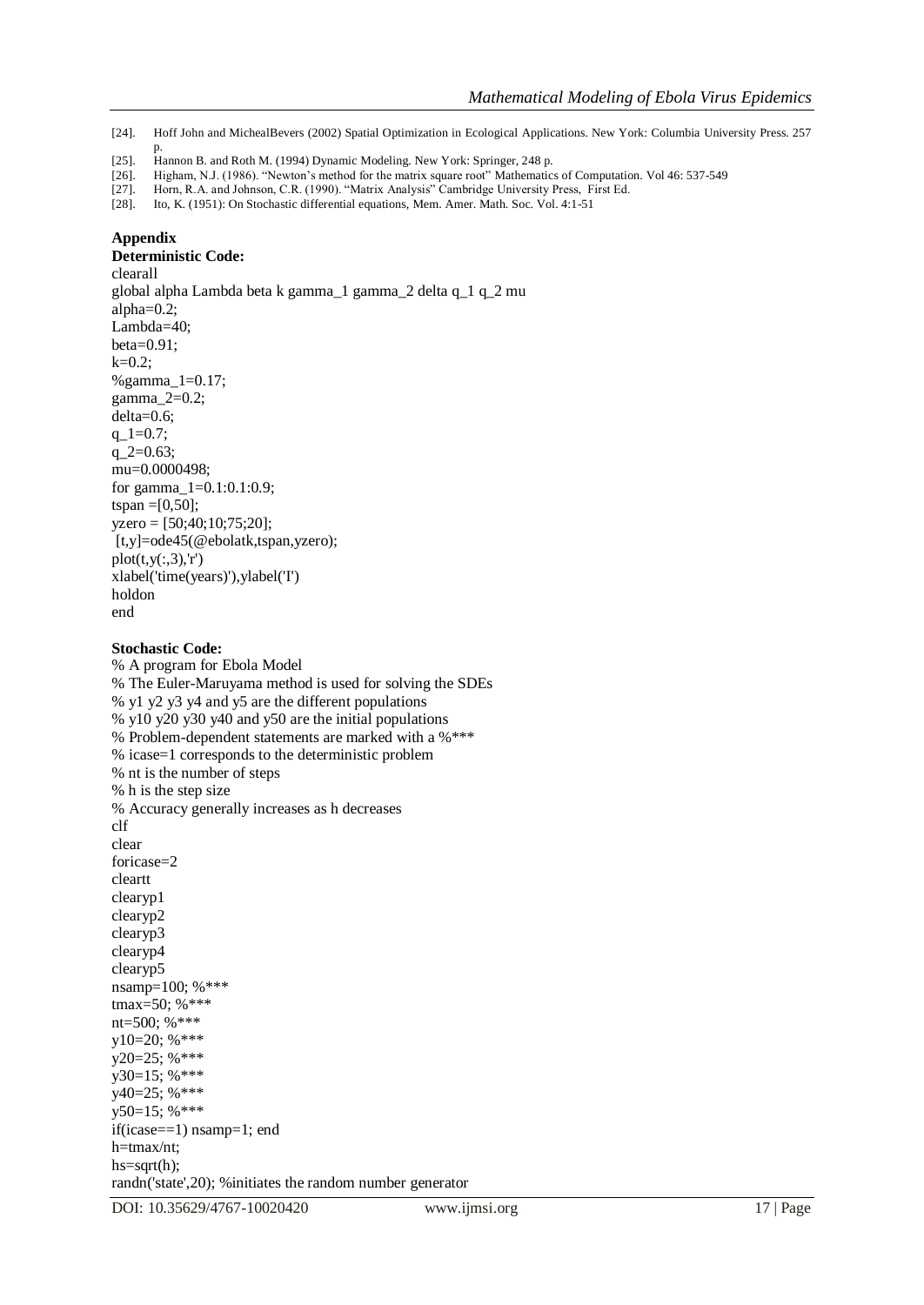[24]. Hoff John and MichealBevers (2002) Spatial Optimization in Ecological Applications. New York: Columbia University Press. 257 p.

[25]. Hannon B. and Roth M. (1994) Dynamic Modeling. New York: Springer, 248 p.

[26]. Higham, N.J. (1986). "Newton's method for the matrix square root" Mathematics of Computation. Vol 46: 537-549

[27]. Horn, R.A. and Johnson, C.R. (1990). "Matrix Analysis" Cambridge University Press, First Ed.

[28]. Ito, K. (1951): On Stochastic differential equations, Mem. Amer. Math. Soc. Vol. 4:1-51

## Appendix

### Deterministic Code:

```
clearall
global alpha Lambda beta k gamma_1 gamma_2 delta q_1 q_2 mu
alpha=0.2;
Lambda=40;
beta=0.91;
k=0.2;
%gamma_1=0.17;
gamma_2=0.2;
delta=0.6;
q_1=0.7;
q_2=0.63;
mu=0.0000498;
for gamma_1=0.1:0.1:0.9;
tspan =[0,50];
yzero = [50;40;10;75;20];
 [t,y]=ode45(@ebolatk,tspan,yzero);
plot(t,y(:,3),'r')
xlabel('time(years)'),ylabel('I')
holdon
end
```

### Stochastic Code:

```
% A program for Ebola Model
% The Euler-Maruyama method is used for solving the SDEs
% y1 y2 y3 y4 and y5 are the different populations
% y10 y20 y30 y40 and y50 are the initial populations
% Problem-dependent statements are marked with a %***
% icase=1 corresponds to the deterministic problem
% nt is the number of steps
% h is the step size
% Accuracy generally increases as h decreases
clf
clear
foricase=2
cleartt
clearyp1
clearyp2
clearyp3
clearyp4
clearyp5
nsamp=100; %***
tmax=50; %***
nt=500; %***
y10=20; %***
y20=25; %***
y30=15; %***
y40=25; %***
y50=15; %***
if(icase==1) nsamp=1; end
h=tmax/nt;
hs=sqrt(h);
randn('state',20); %initiates the random number generator
```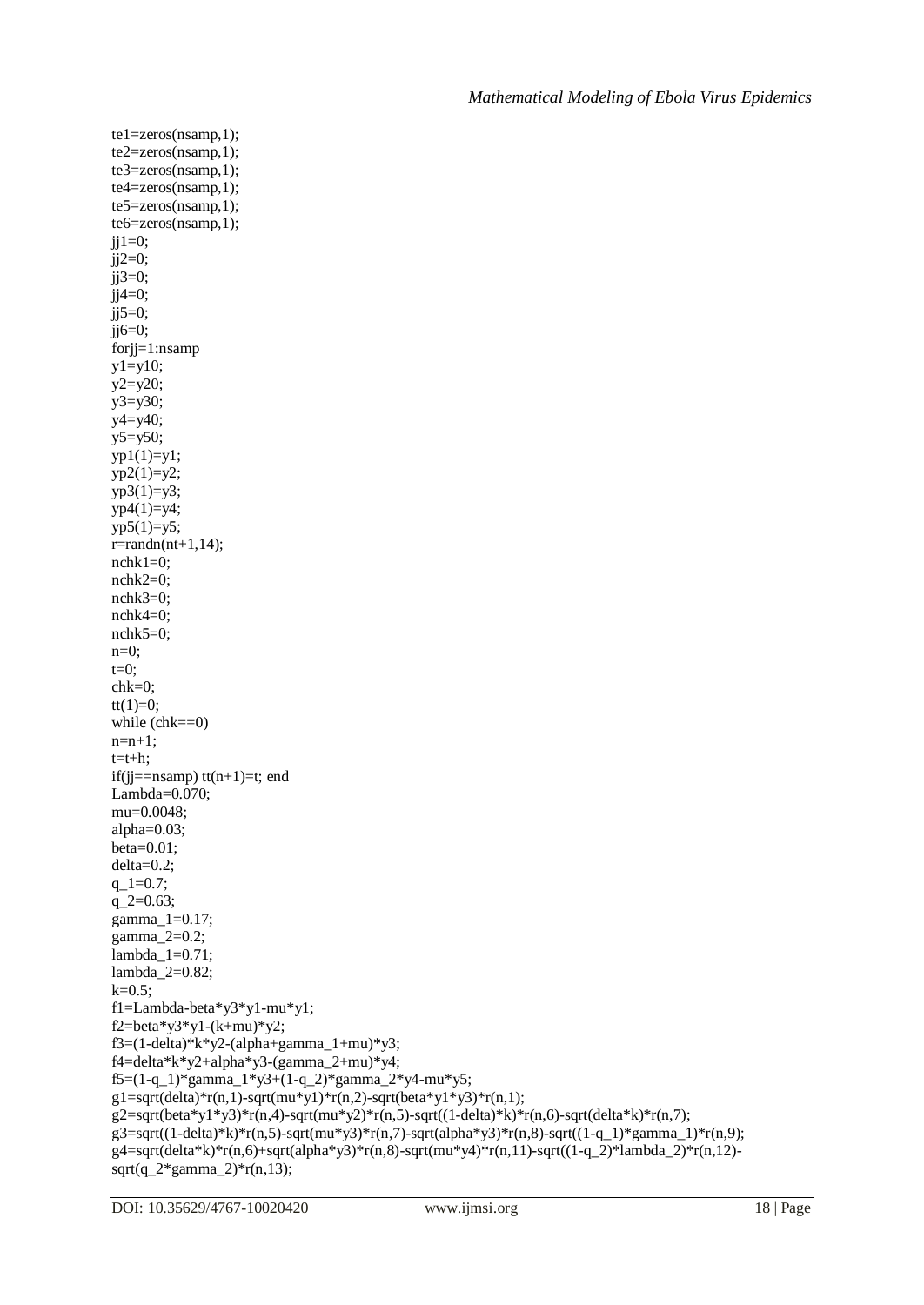```
te1=zeros(nsamp,1);
te2=zeros(nsamp,1);
te3=zeros(nsamp,1);
te4=zeros(nsamp,1);
te5=zeros(nsamp,1);
te6=zeros(nsamp,1);
jj1=0;
jj2=0;
jj3=0;
jj4=0;
jj5=0;
jj6=0;
forjj=1:nsamp
y1=y10;
y2=y20;
y3=y30;
y4=y40;
y5=y50;
yp1(1)=y1;
yp2(1)=y2;
yp3(1)=y3;
yp4(1)=y4;
yp5(1)=y5;
r=randn(nt+1,14);
nchk1=0;
nchk2=0;
nchk3=0;
nchk4=0;
nchk5=0;
n=0;
t=0;
chk=0;
tt(1)=0;
while (chk==0)
n=n+1;
t=t+h;
if(jj==nsamp) tt(n+1)=t; end
Lambda=0.070;
mu=0.0048;
alpha=0.03;
beta=0.01;
delta=0.2;
q_1=0.7;
q_2=0.63;
gamma_1=0.17;
gamma_2=0.2;
lambda_1=0.71;
lambda_2=0.82;
k=0.5;
f1=Lambda-beta*y3*y1-mu*y1;
f2=beta*y3*y1-(k+mu)*y2;
f3=(1-delta)*k*y2-(alpha+gamma_1+mu)*y3;
f4=delta*k*y2+alpha*y3-(gamma_2+mu)*y4;
f5=(1-q_1)*gamma_1*y3+(1-q_2)*gamma_2*y4-mu*y5;
g1=sqrt(delta)*r(n,1)-sqrt(mu*y1)*r(n,2)-sqrt(beta*y1*y3)*r(n,1);
g2=sqrt(beta*y1*y3)*r(n,4)-sqrt(mu*y2)*r(n,5)-sqrt((1-delta)*k)*r(n,6)-sqrt(delta*k)*r(n,7);
g3=sqrt((1-delta)*k)*r(n,5)-sqrt(mu*y3)*r(n,7)-sqrt(alpha*y3)*r(n,8)-sqrt((1-q_1)*gamma_1)*r(n,9);
g4=sqrt(delta*k)*r(n,6)+sqrt(alpha*y3)*r(n,8)-sqrt(mu*y4)*r(n,11)-sqrt((1-q_2)*lambda_2)*r(n,12)-
sqrt(q_2*gamma_2)*r(n,13);
```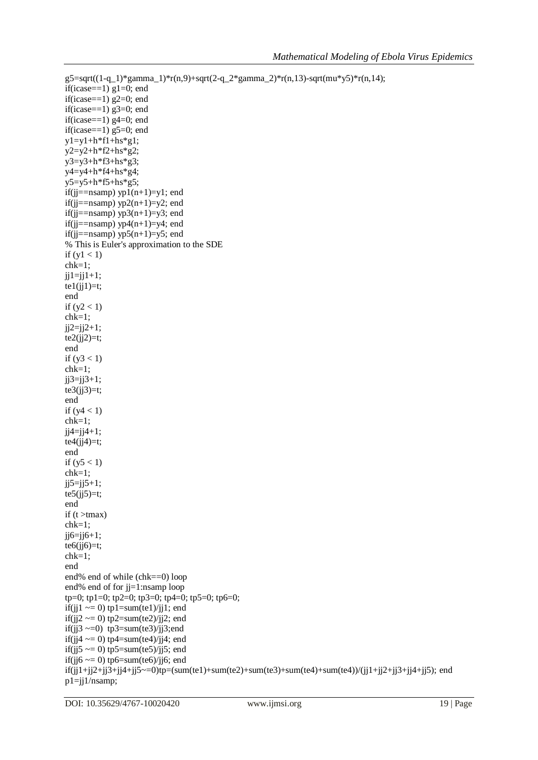```
g5=sqrt((1-q_1)*gamma_1)*r(n,9)+sqrt(2-q_2*gamma_2)*r(n,13)-sqrt(mu*y5)*r(n,14);
if(icase==1) g1=0; end
if(icase==1) g2=0; end
if(icase==1) g3=0; end
if(icase==1) g4=0; end
if(icase==1) g5=0; end
y1=y1+h*f1+hs*g1;
y2=y2+h*f2+hs*g2;
y3=y3+h*f3+hs*g3;
y4=y4+h*f4+hs*g4;
y5=y5+h*f5+hs*g5;
if(jj==nsamp) yp1(n+1)=y1; end
if(jj==nsamp) yp2(n+1)=y2; end
if(jj==nsamp) yp3(n+1)=y3; end
if(jj==nsamp) yp4(n+1)=y4; end
if(jj==nsamp) yp5(n+1)=y5; end
% This is Euler's approximation to the SDE
if (y1 < 1)
chk=1;
jj1=jj1+1;
te1(jj1)=t;
end
if (y2 < 1)
chk=1;
jj2=jj2+1;
te2(jj2)=t;
end
if (y3 < 1)
chk=1;
jj3=jj3+1;
te3(jj3)=t;
end
if (y4 < 1)
chk=1;
jj4=jj4+1;
te4(jj4)=t;
end
if (y5 < 1)
chk=1;
jj5=jj5+1;
te5(jj5)=t;
end
if (t >tmax)
chk=1;
jj6=jj6+1;
te6(jj6)=t;
chk=1;
end
end% end of while (chk==0) loop
end% end of for jj=1:nsamp loop
tp=0; tp1=0; tp2=0; tp3=0; tp4=0; tp5=0; tp6=0;
if(jj1 ~= 0) tp1=sum(te1)/jj1; end
if(jj2 ~= 0) tp2=sum(te2)/jj2; end
if(jj3 ~=0)  tp3=sum(te3)/jj3;end
if(jj4 ~= 0) tp4=sum(te4)/jj4; end
if(jj5 ~= 0) tp5=sum(te5)/jj5; end
if(jj6 ~= 0) tp6=sum(te6)/jj6; end
if(jj1+jj2+jj3+jj4+jj5~=0)tp=(sum(te1)+sum(te2)+sum(te3)+sum(te4)+sum(te4))/(jj1+jj2+jj3+jj4+jj5); end
p1=jj1/nsamp;
```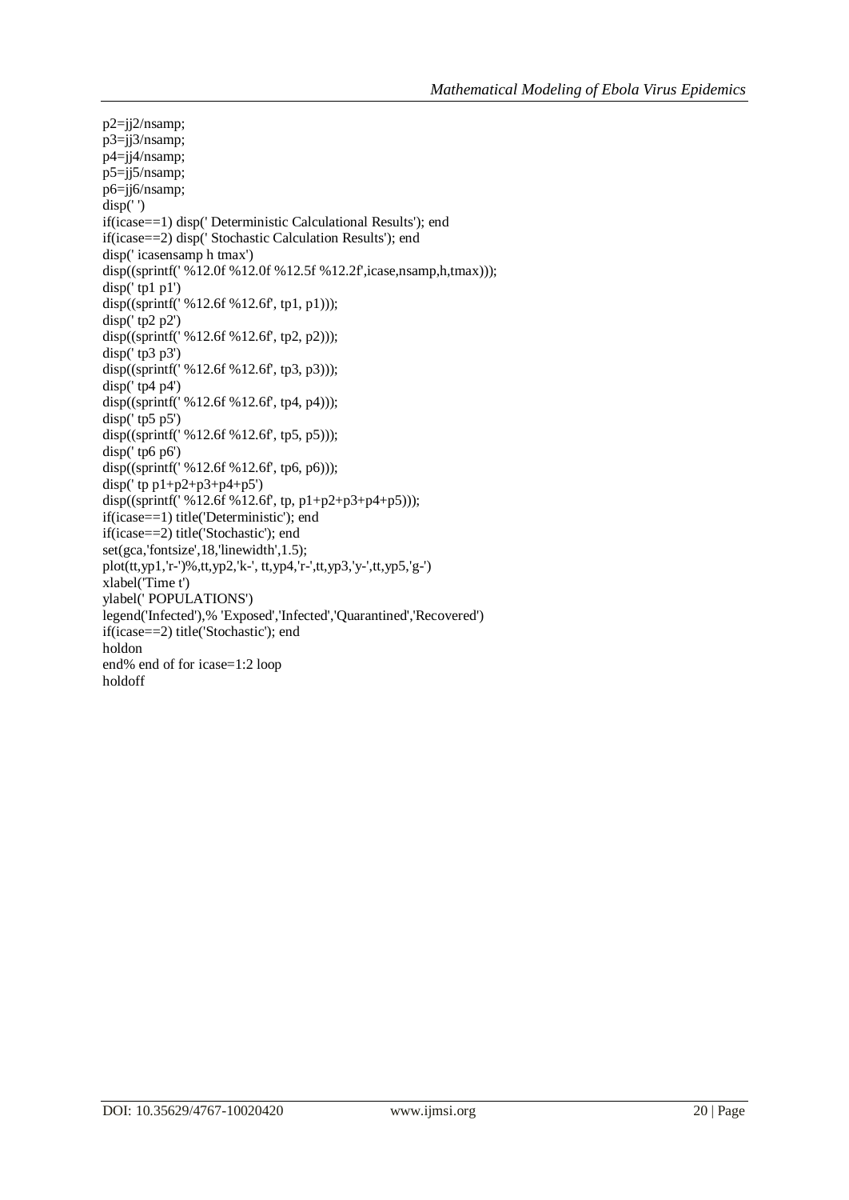```
p2=jj2/nsamp;
p3=jj3/nsamp;
p4=jj4/nsamp;
p5=jj5/nsamp;
p6=jj6/nsamp;
disp(' ')
if(icase==1) disp(' Deterministic Calculational Results'); end
if(icase==2) disp(' Stochastic Calculation Results'); end
disp(' icasensamp h tmax')
disp((sprintf(' %12.0f %12.0f %12.5f %12.2f',icase,nsamp,h,tmax)));
disp(' tp1 p1')
disp((sprintf(' %12.6f %12.6f', tp1, p1)));
disp(' tp2 p2')
disp((sprintf(' %12.6f %12.6f', tp2, p2)));
disp(' tp3 p3')
disp((sprintf(' %12.6f %12.6f', tp3, p3)));
disp(' tp4 p4')
disp((sprintf(' %12.6f %12.6f', tp4, p4)));
disp(' tp5 p5')
disp((sprintf(' %12.6f %12.6f', tp5, p5)));
disp(' tp6 p6')
disp((sprintf(' %12.6f %12.6f', tp6, p6)));
disp(' tp p1+p2+p3+p4+p5')
disp((sprintf(' %12.6f %12.6f', tp, p1+p2+p3+p4+p5)));
if(icase==1) title('Deterministic'); end
if(icase==2) title('Stochastic'); end
set(gca,'fontsize',18,'linewidth',1.5);
plot(tt,yp1,'r-')%,tt,yp2,'k-', tt,yp4,'r-',tt,yp3,'y-',tt,yp5,'g-')
xlabel('Time t')
ylabel(' POPULATIONS')
legend('Infected'),% 'Exposed','Infected','Quarantined','Recovered')
if(icase==2) title('Stochastic'); end
holdon
end% end of for icase=1:2 loop
holdoff
```